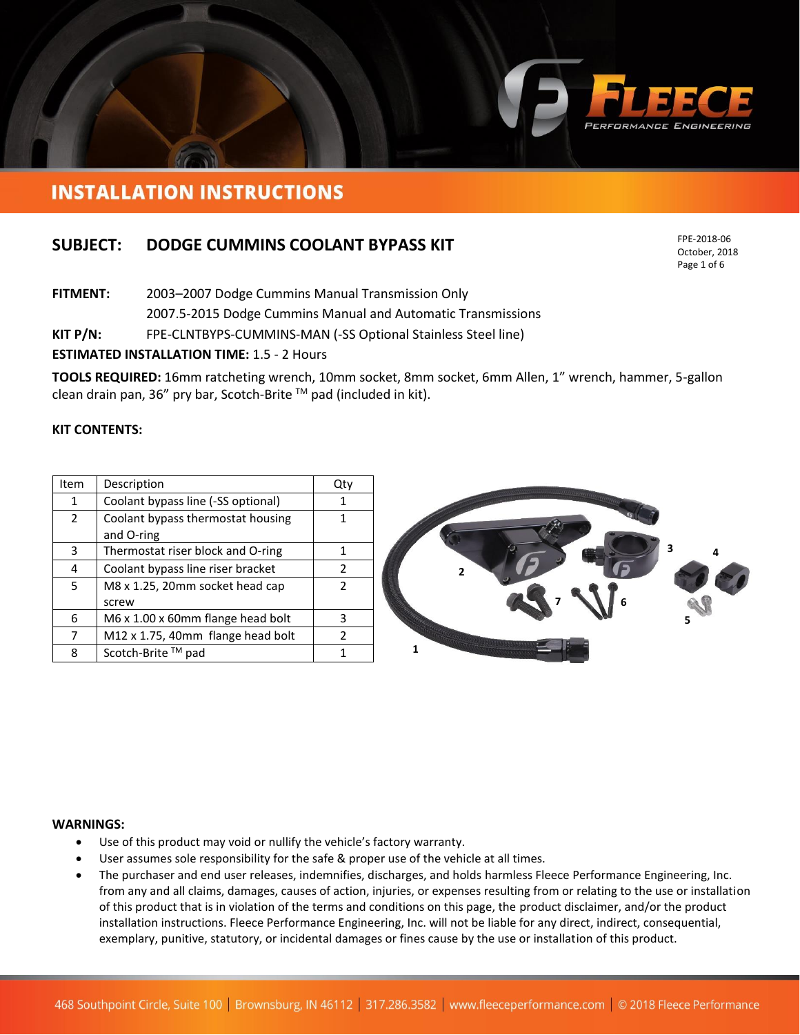# INSTALLATION INSTRUCTIONS

## SUBJECT: DODGE CUMMINS COOLANT BYPASS KIT

FPE-2018-06
October, 2018

**FITMENT:** 2003–2007 Dodge Cummins Manual Transmission Only
2007.5-2015 Dodge Cummins Manual and Automatic Transmissions

**KIT P/N:** FPE-CLNTBYPS-CUMMINS-MAN (-SS Optional Stainless Steel line)

**ESTIMATED INSTALLATION TIME:** 1.5 - 2 Hours

**TOOLS REQUIRED:** 16mm ratcheting wrench, 10mm socket, 8mm socket, 6mm Allen, 1" wrench, hammer, 5-gallon clean drain pan, 36" pry bar, Scotch-Brite ™ pad (included in kit).

**KIT CONTENTS:**

| Item | Description | Qty |
|---|---|---|
| 1 | Coolant bypass line (-SS optional) | 1 |
| 2 | Coolant bypass thermostat housing and O-ring | 1 |
| 3 | Thermostat riser block and O-ring | 1 |
| 4 | Coolant bypass line riser bracket | 2 |
| 5 | M8 x 1.25, 20mm socket head cap screw | 2 |
| 6 | M6 x 1.00 x 60mm flange head bolt | 3 |
| 7 | M12 x 1.75, 40mm flange head bolt | 2 |
| 8 | Scotch-Brite ™ pad | 1 |

**WARNINGS:**

- Use of this product may void or nullify the vehicle's factory warranty.
- User assumes sole responsibility for the safe & proper use of the vehicle at all times.
- The purchaser and end user releases, indemnifies, discharges, and holds harmless Fleece Performance Engineering, Inc. from any and all claims, damages, causes of action, injuries, or expenses resulting from or relating to the use or installation of this product that is in violation of the terms and conditions on this page, the product disclaimer, and/or the product installation instructions. Fleece Performance Engineering, Inc. will not be liable for any direct, indirect, consequential, exemplary, punitive, statutory, or incidental damages or fines cause by the use or installation of this product.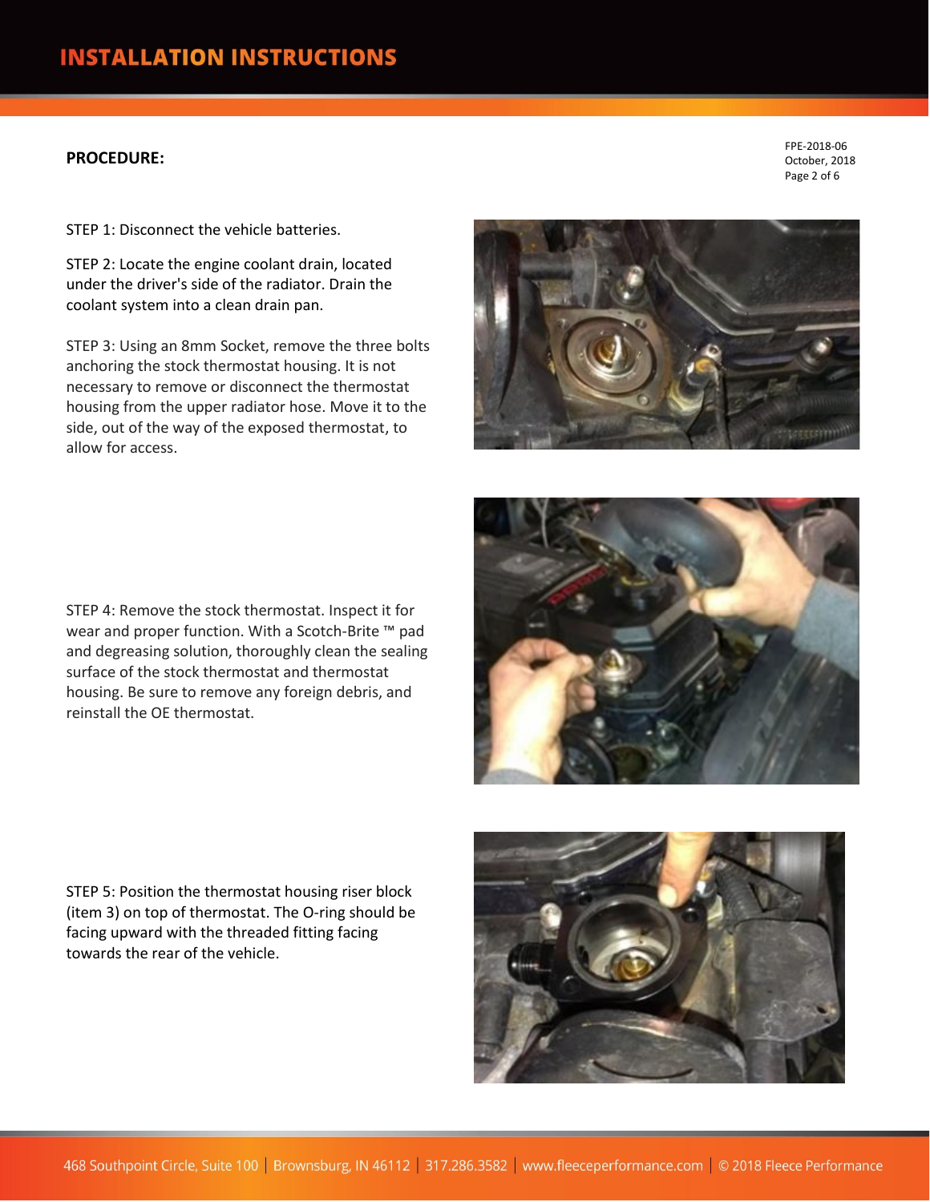**PROCEDURE:**

FPE-2018-06
October, 2018

STEP 1: Disconnect the vehicle batteries.

STEP 2: Locate the engine coolant drain, located under the driver's side of the radiator. Drain the coolant system into a clean drain pan.

STEP 3: Using an 8mm Socket, remove the three bolts anchoring the stock thermostat housing. It is not necessary to remove or disconnect the thermostat housing from the upper radiator hose. Move it to the side, out of the way of the exposed thermostat, to allow for access.

STEP 4: Remove the stock thermostat. Inspect it for wear and proper function. With a Scotch-Brite ™ pad and degreasing solution, thoroughly clean the sealing surface of the stock thermostat and thermostat housing. Be sure to remove any foreign debris, and reinstall the OE thermostat.

STEP 5: Position the thermostat housing riser block (item 3) on top of thermostat. The O-ring should be facing upward with the threaded fitting facing towards the rear of the vehicle.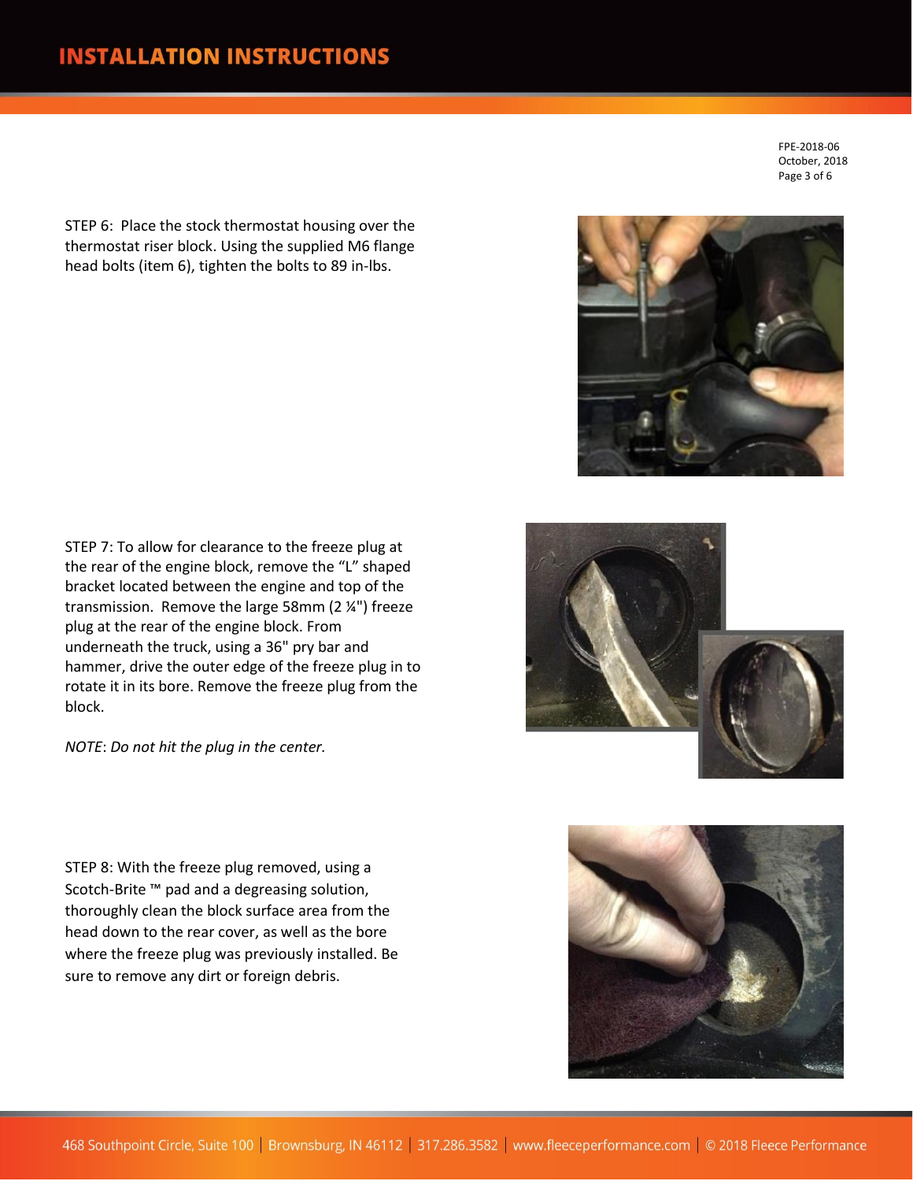STEP 6: Place the stock thermostat housing over the thermostat riser block. Using the supplied M6 flange head bolts (item 6), tighten the bolts to 89 in-lbs.

STEP 7: To allow for clearance to the freeze plug at the rear of the engine block, remove the “L” shaped bracket located between the engine and top of the transmission. Remove the large 58mm (2 ¼") freeze plug at the rear of the engine block. From underneath the truck, using a 36" pry bar and hammer, drive the outer edge of the freeze plug in to rotate it in its bore. Remove the freeze plug from the block.

*NOTE*: *Do not hit the plug in the center.*

STEP 8: With the freeze plug removed, using a Scotch-Brite ™ pad and a degreasing solution, thoroughly clean the block surface area from the head down to the rear cover, as well as the bore where the freeze plug was previously installed. Be sure to remove any dirt or foreign debris.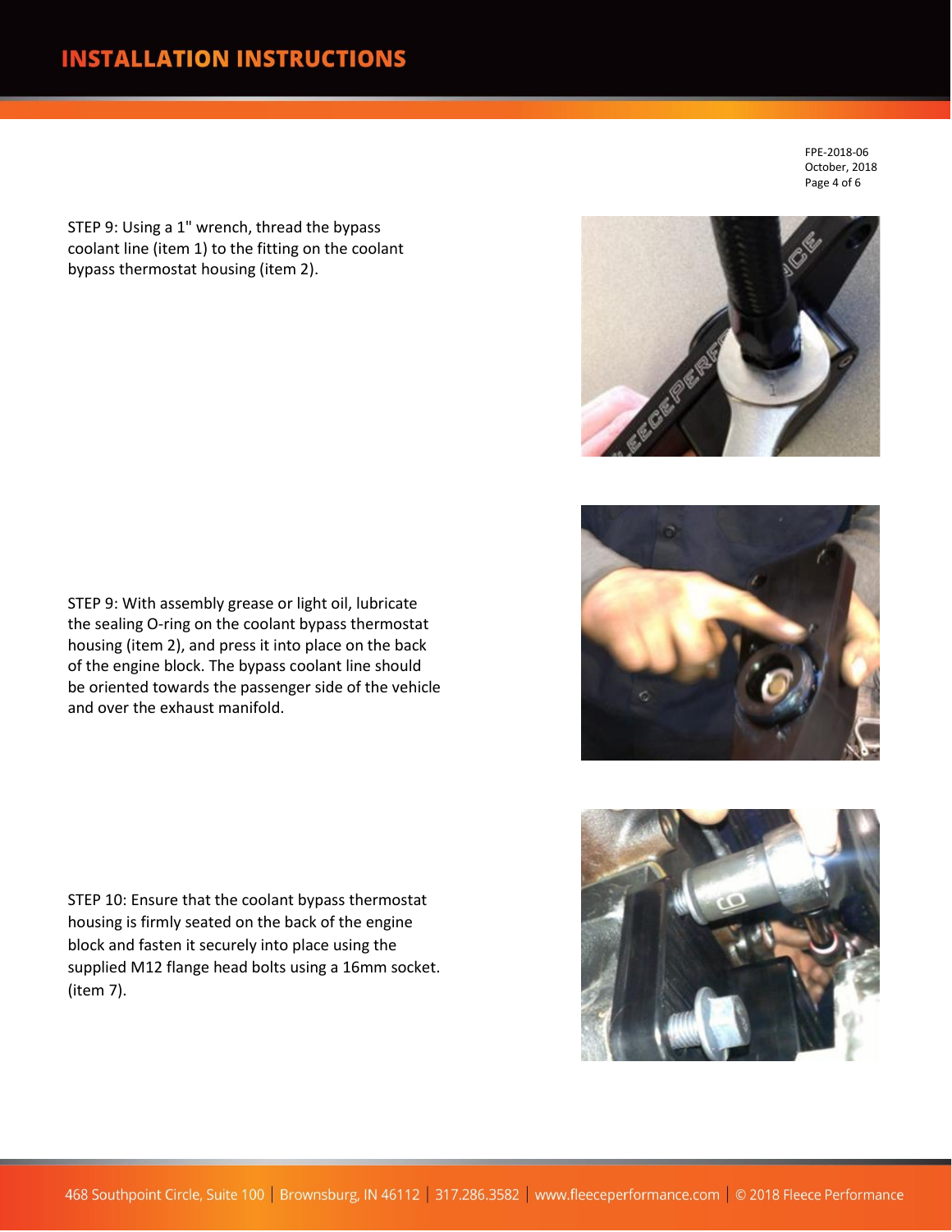STEP 9: Using a 1" wrench, thread the bypass coolant line (item 1) to the fitting on the coolant bypass thermostat housing (item 2).

STEP 9: With assembly grease or light oil, lubricate the sealing O-ring on the coolant bypass thermostat housing (item 2), and press it into place on the back of the engine block. The bypass coolant line should be oriented towards the passenger side of the vehicle and over the exhaust manifold.

STEP 10: Ensure that the coolant bypass thermostat housing is firmly seated on the back of the engine block and fasten it securely into place using the supplied M12 flange head bolts using a 16mm socket. (item 7).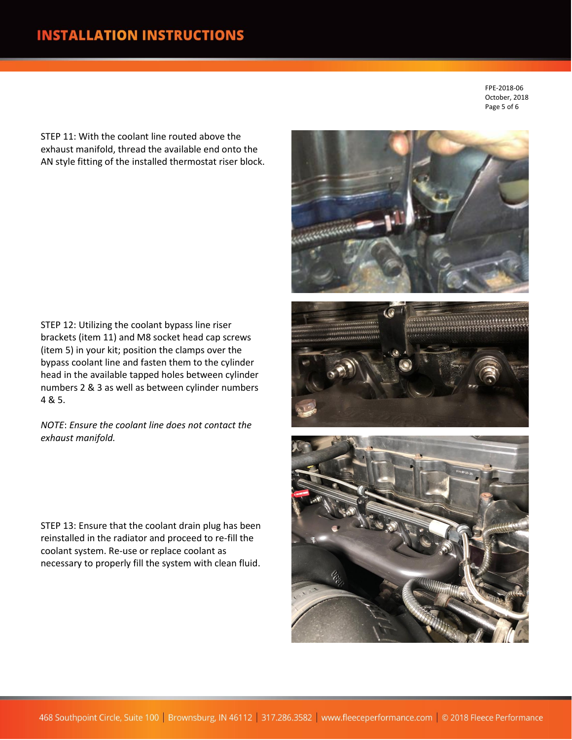STEP 11: With the coolant line routed above the exhaust manifold, thread the available end onto the AN style fitting of the installed thermostat riser block.

STEP 12: Utilizing the coolant bypass line riser brackets (item 11) and M8 socket head cap screws (item 5) in your kit; position the clamps over the bypass coolant line and fasten them to the cylinder head in the available tapped holes between cylinder numbers 2 & 3 as well as between cylinder numbers 4 & 5.

*NOTE*: *Ensure the coolant line does not contact the exhaust manifold.*

STEP 13: Ensure that the coolant drain plug has been reinstalled in the radiator and proceed to re-fill the coolant system. Re-use or replace coolant as necessary to properly fill the system with clean fluid.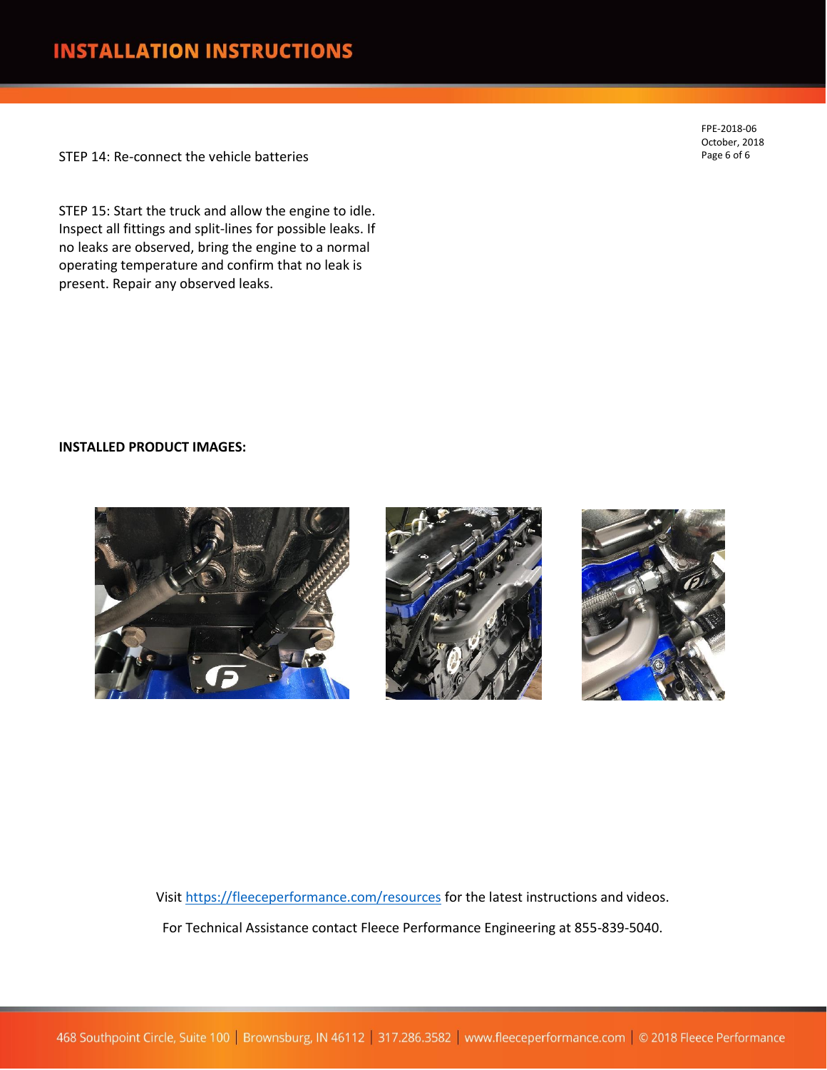STEP 14: Re-connect the vehicle batteries

STEP 15: Start the truck and allow the engine to idle. Inspect all fittings and split-lines for possible leaks. If no leaks are observed, bring the engine to a normal operating temperature and confirm that no leak is present. Repair any observed leaks.

**INSTALLED PRODUCT IMAGES:**

Visit https://fleeceperformance.com/resources for the latest instructions and videos.

For Technical Assistance contact Fleece Performance Engineering at 855-839-5040.